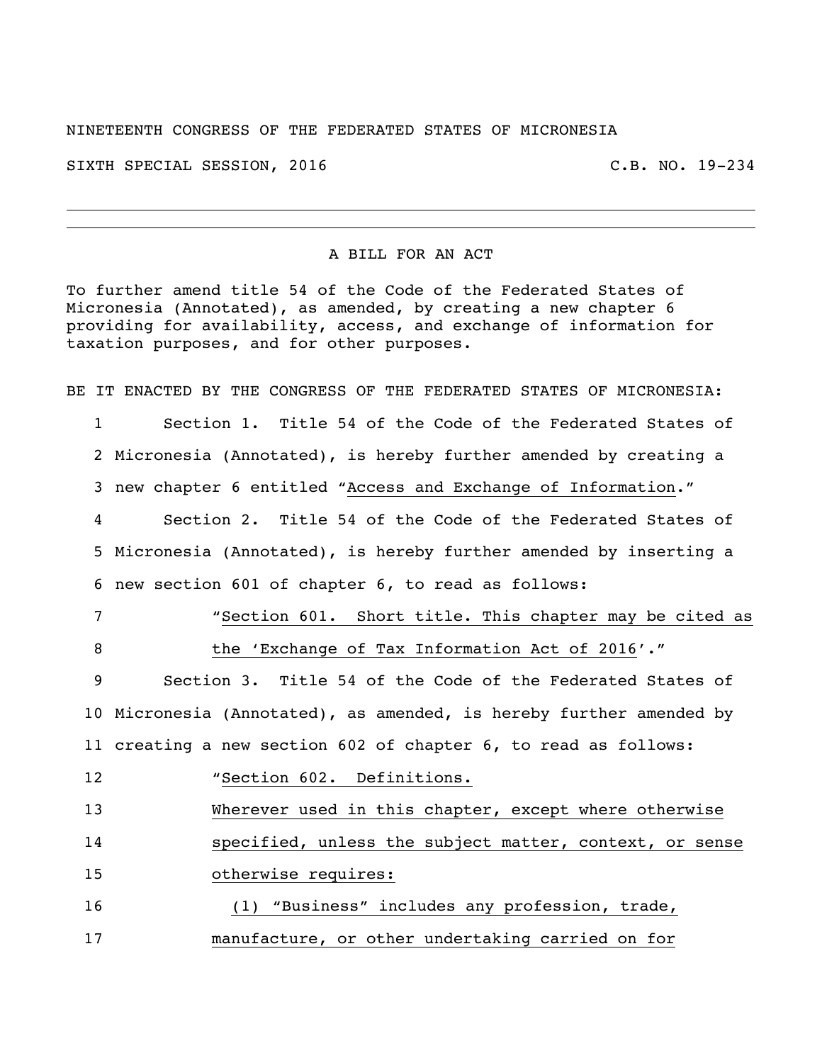NINETEENTH CONGRESS OF THE FEDERATED STATES OF MICRONESIA

SIXTH SPECIAL SESSION, 2016 C.B. NO. 19-234

---

A BILL FOR AN ACT

To further amend title 54 of the Code of the Federated States of Micronesia (Annotated), as amended, by creating a new chapter 6 providing for availability, access, and exchange of information for taxation purposes, and for other purposes.

BE IT ENACTED BY THE CONGRESS OF THE FEDERATED STATES OF MICRONESIA:

1 Section 1. Title 54 of the Code of the Federated States of
2 Micronesia (Annotated), is hereby further amended by creating a
3 new chapter 6 entitled "Access and Exchange of Information."
4 Section 2. Title 54 of the Code of the Federated States of
5 Micronesia (Annotated), is hereby further amended by inserting a
6 new section 601 of chapter 6, to read as follows:
7 "Section 601. Short title. This chapter may be cited as
8 the 'Exchange of Tax Information Act of 2016'."
9 Section 3. Title 54 of the Code of the Federated States of
10 Micronesia (Annotated), as amended, is hereby further amended by
11 creating a new section 602 of chapter 6, to read as follows:
12 "Section 602. Definitions.
13 Wherever used in this chapter, except where otherwise
14 specified, unless the subject matter, context, or sense
15 otherwise requires:
16 (1) "Business" includes any profession, trade,
17 manufacture, or other undertaking carried on for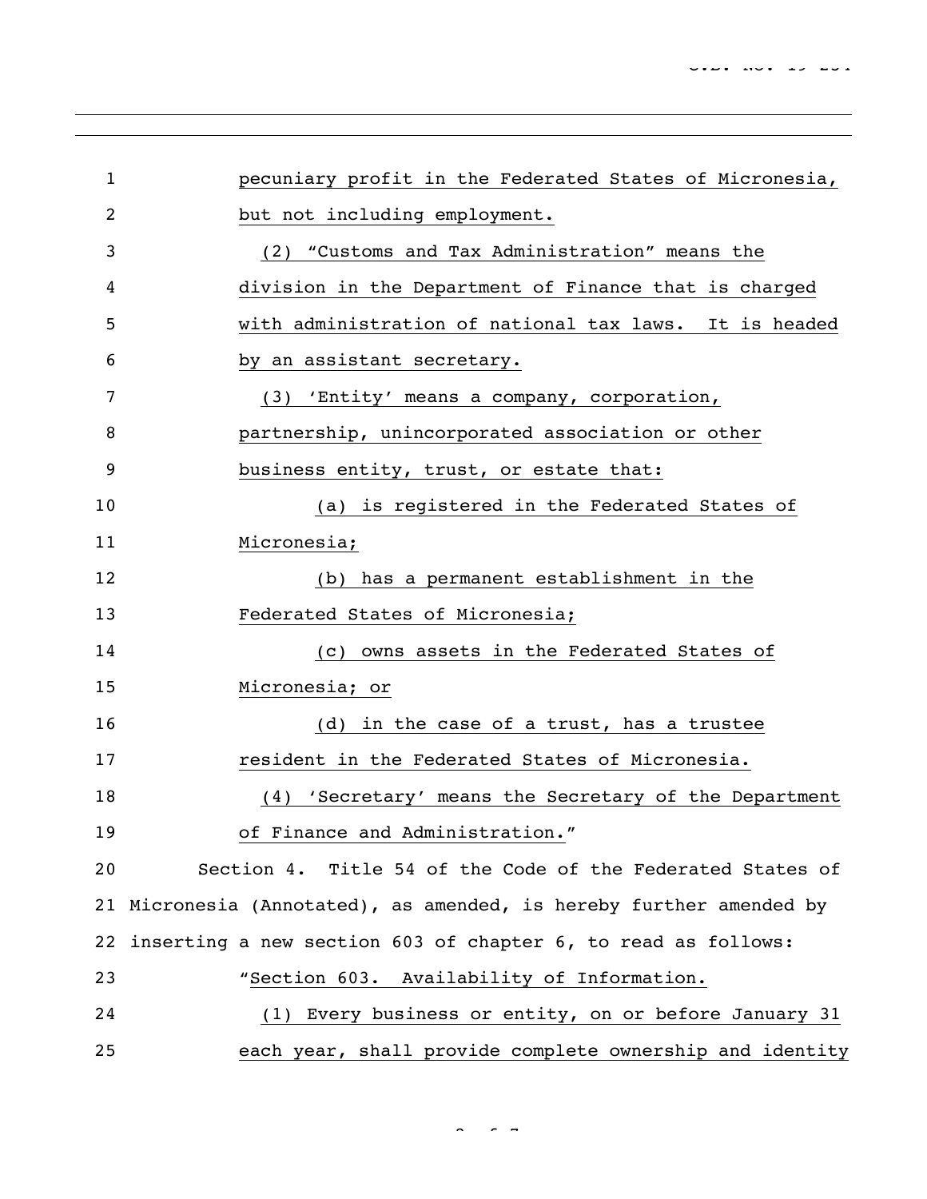pecuniary profit in the Federated States of Micronesia, but not including employment.

(2) "Customs and Tax Administration" means the division in the Department of Finance that is charged with administration of national tax laws. It is headed by an assistant secretary.

(3) 'Entity' means a company, corporation, partnership, unincorporated association or other business entity, trust, or estate that:

(a) is registered in the Federated States of Micronesia;

(b) has a permanent establishment in the Federated States of Micronesia;

(c) owns assets in the Federated States of Micronesia; or

(d) in the case of a trust, has a trustee resident in the Federated States of Micronesia.

(4) 'Secretary' means the Secretary of the Department of Finance and Administration."

Section 4. Title 54 of the Code of the Federated States of Micronesia (Annotated), as amended, is hereby further amended by inserting a new section 603 of chapter 6, to read as follows:

"Section 603. Availability of Information.

(1) Every business or entity, on or before January 31 each year, shall provide complete ownership and identity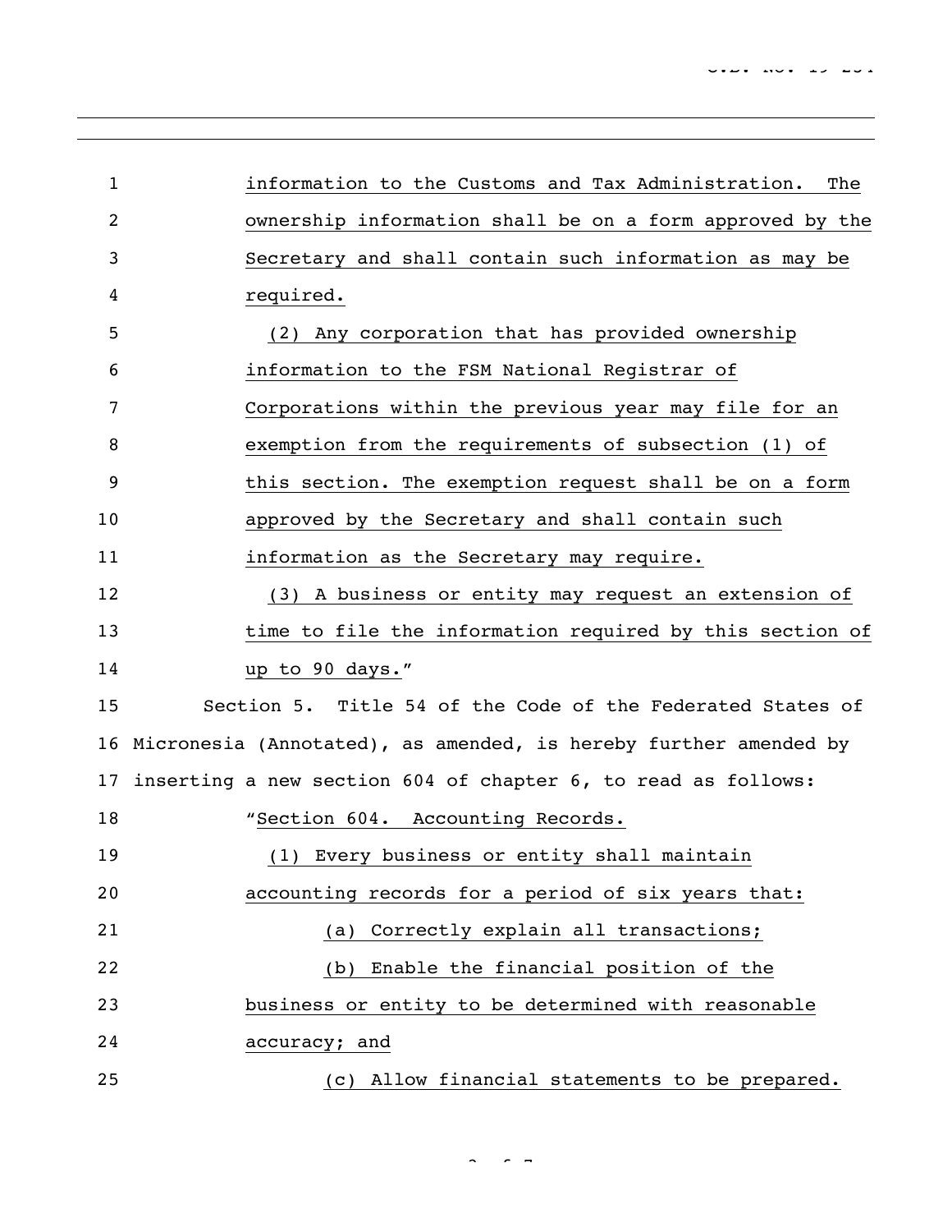information to the Customs and Tax Administration. The ownership information shall be on a form approved by the Secretary and shall contain such information as may be required.

(2) Any corporation that has provided ownership information to the FSM National Registrar of Corporations within the previous year may file for an exemption from the requirements of subsection (1) of this section. The exemption request shall be on a form approved by the Secretary and shall contain such information as the Secretary may require.

(3) A business or entity may request an extension of time to file the information required by this section of up to 90 days."

Section 5. Title 54 of the Code of the Federated States of Micronesia (Annotated), as amended, is hereby further amended by inserting a new section 604 of chapter 6, to read as follows:

"Section 604. Accounting Records.

(1) Every business or entity shall maintain accounting records for a period of six years that:

(a) Correctly explain all transactions;

(b) Enable the financial position of the business or entity to be determined with reasonable accuracy; and

(c) Allow financial statements to be prepared.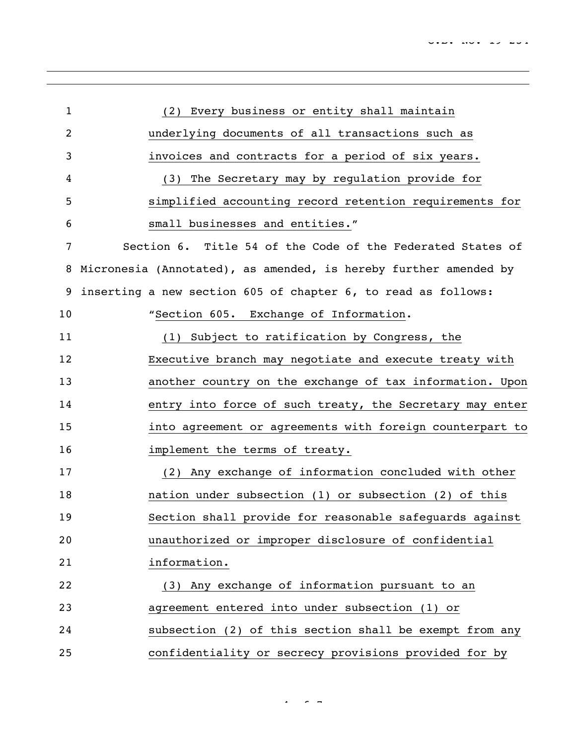(2) Every business or entity shall maintain underlying documents of all transactions such as invoices and contracts for a period of six years.

(3) The Secretary may by regulation provide for simplified accounting record retention requirements for small businesses and entities."

Section 6. Title 54 of the Code of the Federated States of Micronesia (Annotated), as amended, is hereby further amended by inserting a new section 605 of chapter 6, to read as follows:

"Section 605. Exchange of Information.

(1) Subject to ratification by Congress, the Executive branch may negotiate and execute treaty with another country on the exchange of tax information. Upon entry into force of such treaty, the Secretary may enter into agreement or agreements with foreign counterpart to implement the terms of treaty.

(2) Any exchange of information concluded with other nation under subsection (1) or subsection (2) of this Section shall provide for reasonable safeguards against unauthorized or improper disclosure of confidential information.

(3) Any exchange of information pursuant to an agreement entered into under subsection (1) or subsection (2) of this section shall be exempt from any confidentiality or secrecy provisions provided for by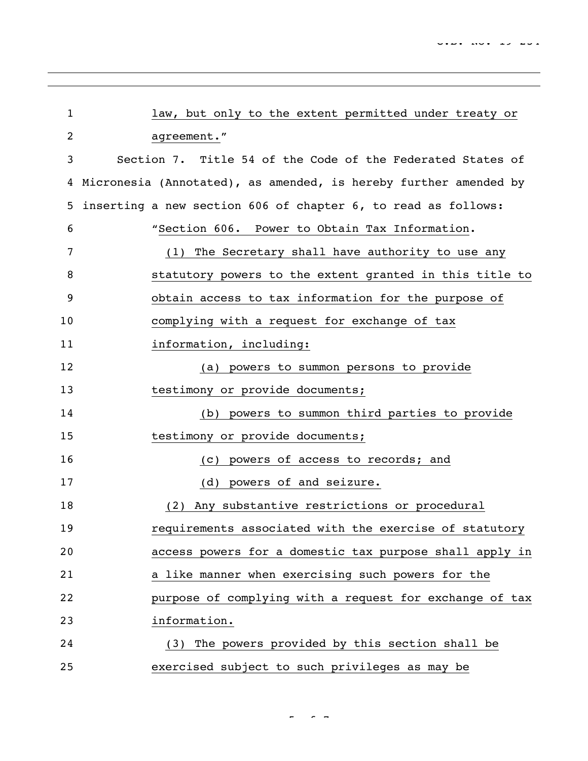law, but only to the extent permitted under treaty or agreement."

Section 7. Title 54 of the Code of the Federated States of Micronesia (Annotated), as amended, is hereby further amended by inserting a new section 606 of chapter 6, to read as follows:

"Section 606. Power to Obtain Tax Information.

(1) The Secretary shall have authority to use any statutory powers to the extent granted in this title to obtain access to tax information for the purpose of complying with a request for exchange of tax information, including:

(a) powers to summon persons to provide testimony or provide documents;

(b) powers to summon third parties to provide testimony or provide documents;

(c) powers of access to records; and

(d) powers of and seizure.

(2) Any substantive restrictions or procedural requirements associated with the exercise of statutory access powers for a domestic tax purpose shall apply in a like manner when exercising such powers for the purpose of complying with a request for exchange of tax information.

(3) The powers provided by this section shall be exercised subject to such privileges as may be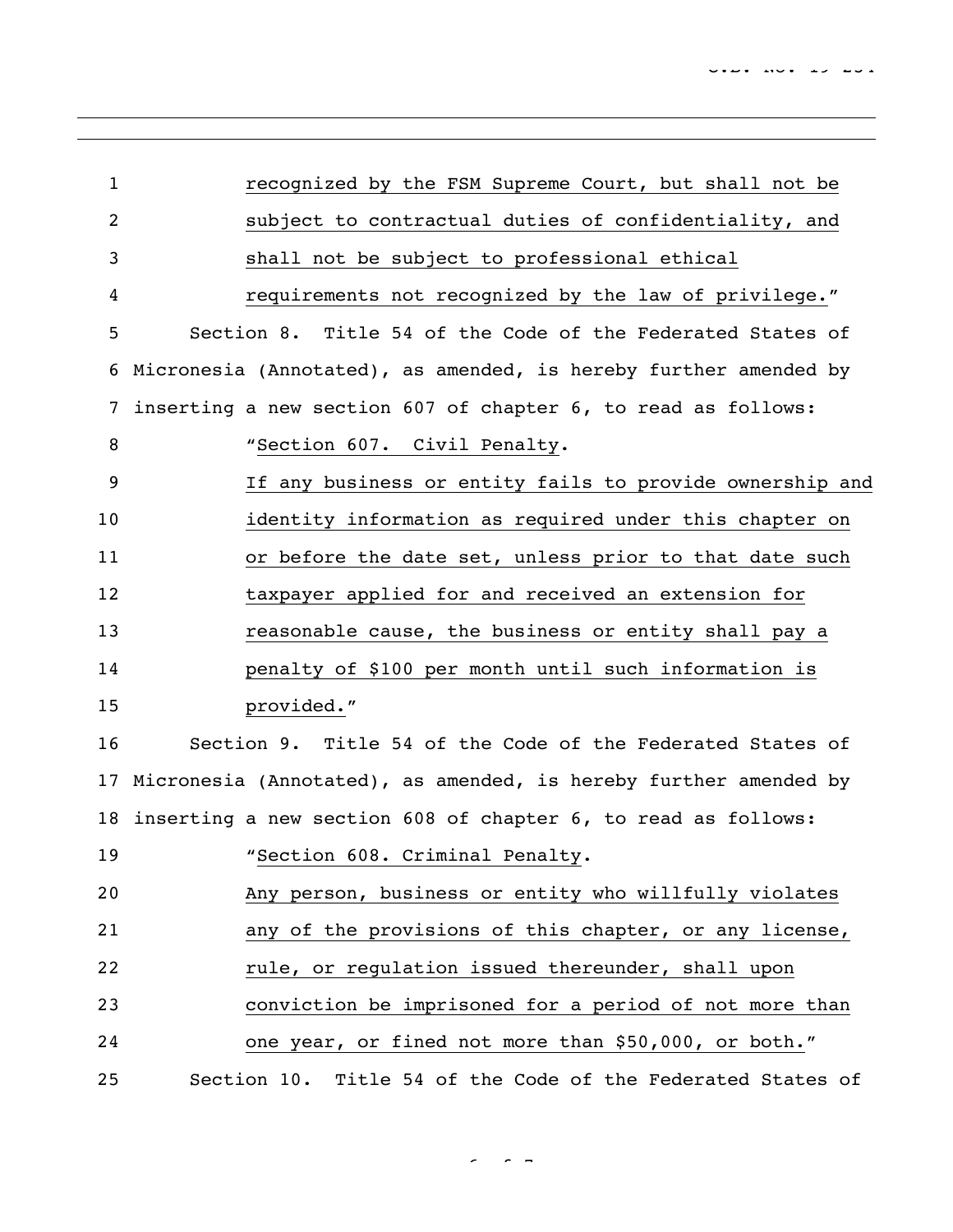recognized by the FSM Supreme Court, but shall not be subject to contractual duties of confidentiality, and shall not be subject to professional ethical requirements not recognized by the law of privilege."

Section 8. Title 54 of the Code of the Federated States of Micronesia (Annotated), as amended, is hereby further amended by inserting a new section 607 of chapter 6, to read as follows:

"Section 607. Civil Penalty.

If any business or entity fails to provide ownership and identity information as required under this chapter on or before the date set, unless prior to that date such taxpayer applied for and received an extension for reasonable cause, the business or entity shall pay a penalty of $100 per month until such information is provided."

Section 9. Title 54 of the Code of the Federated States of Micronesia (Annotated), as amended, is hereby further amended by inserting a new section 608 of chapter 6, to read as follows:

"Section 608. Criminal Penalty.

Any person, business or entity who willfully violates any of the provisions of this chapter, or any license, rule, or regulation issued thereunder, shall upon conviction be imprisoned for a period of not more than one year, or fined not more than $50,000, or both."

Section 10. Title 54 of the Code of the Federated States of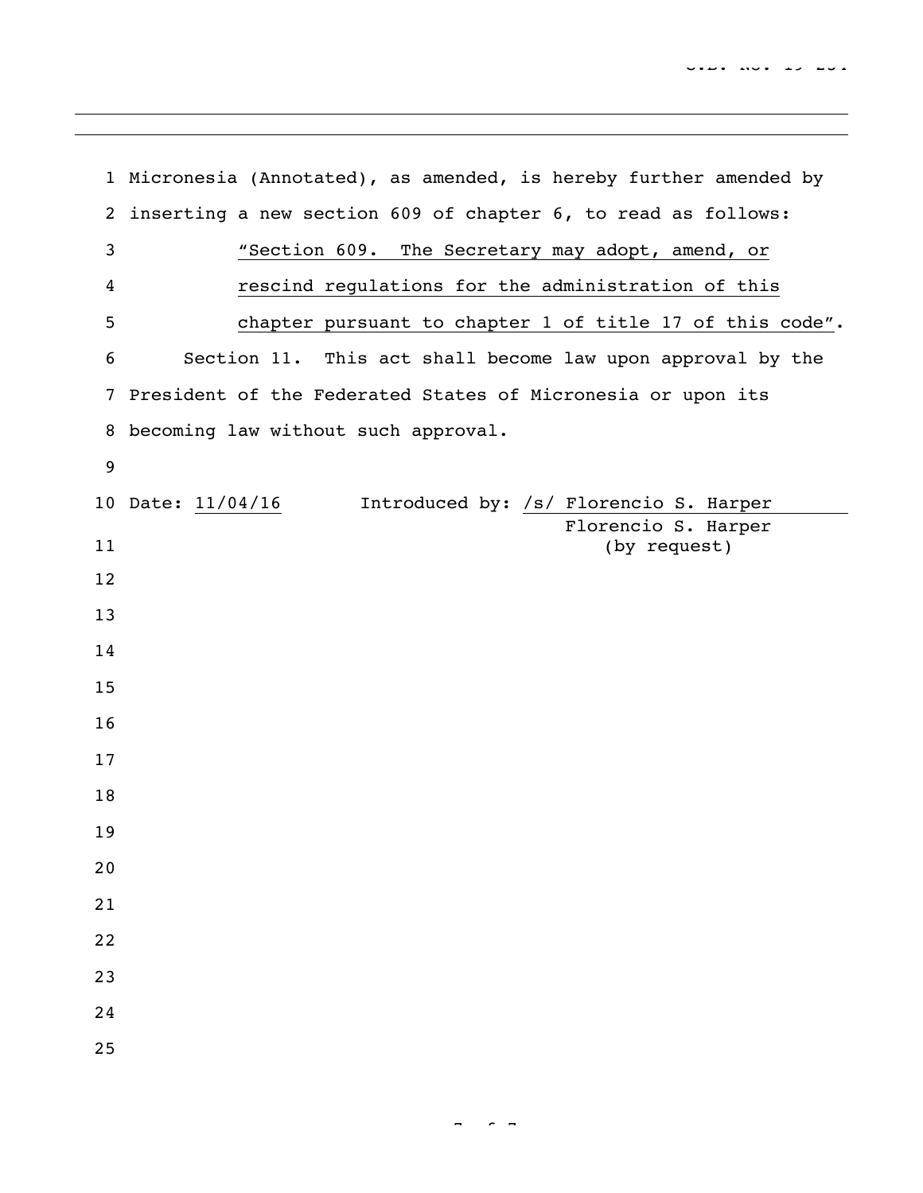Micronesia (Annotated), as amended, is hereby further amended by inserting a new section 609 of chapter 6, to read as follows:

"Section 609. The Secretary may adopt, amend, or rescind regulations for the administration of this chapter pursuant to chapter 1 of title 17 of this code".

Section 11. This act shall become law upon approval by the President of the Federated States of Micronesia or upon its becoming law without such approval.

Date: 11/04/16 Introduced by: /s/ Florencio S. Harper

Florencio S. Harper
(by request)